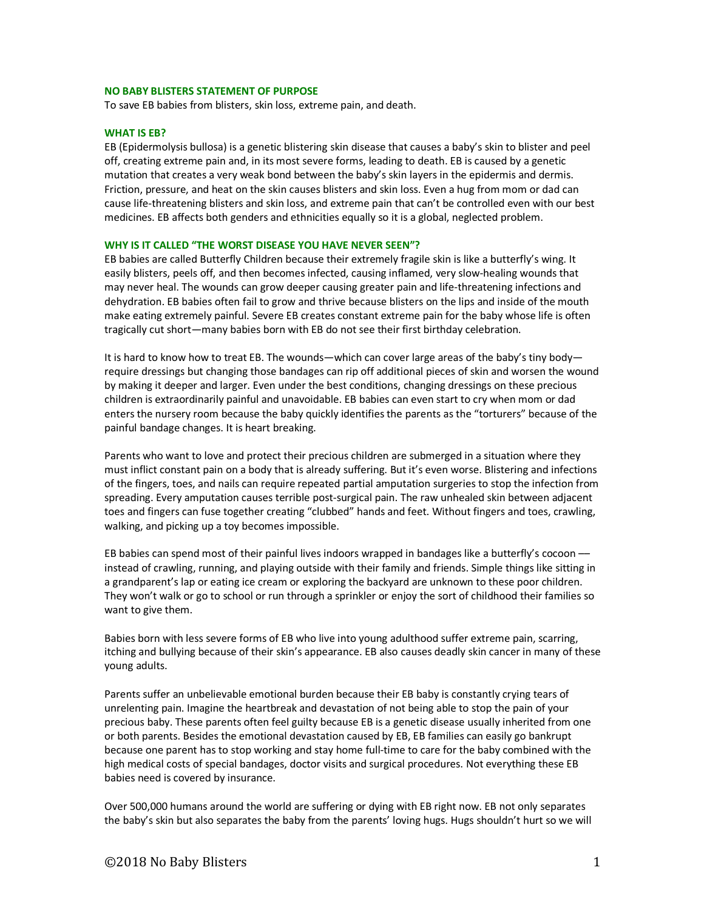## NO BABY BLISTERS STATEMENT OF PURPOSE

To save EB babies from blisters, skin loss, extreme pain, and death.

## WHAT IS EB?

EB (Epidermolysis bullosa) is a genetic blistering skin disease that causes a baby's skin to blister and peel off, creating extreme pain and, in its most severe forms, leading to death. EB is caused by a genetic mutation that creates a very weak bond between the baby's skin layers in the epidermis and dermis. Friction, pressure, and heat on the skin causes blisters and skin loss. Even a hug from mom or dad can cause life-threatening blisters and skin loss, and extreme pain that can't be controlled even with our best medicines. EB affects both genders and ethnicities equally so it is a global, neglected problem.

## WHY IS IT CALLED "THE WORST DISEASE YOU HAVE NEVER SEEN"?

EB babies are called Butterfly Children because their extremely fragile skin is like a butterfly's wing. It easily blisters, peels off, and then becomes infected, causing inflamed, very slow-healing wounds that may never heal. The wounds can grow deeper causing greater pain and life-threatening infections and dehydration. EB babies often fail to grow and thrive because blisters on the lips and inside of the mouth make eating extremely painful. Severe EB creates constant extreme pain for the baby whose life is often tragically cut short—many babies born with EB do not see their first birthday celebration.

It is hard to know how to treat EB. The wounds—which can cover large areas of the baby's tiny body—require dressings but changing those bandages can rip off additional pieces of skin and worsen the wound by making it deeper and larger. Even under the best conditions, changing dressings on these precious children is extraordinarily painful and unavoidable. EB babies can even start to cry when mom or dad enters the nursery room because the baby quickly identifies the parents as the "torturers" because of the painful bandage changes. It is heart breaking.

Parents who want to love and protect their precious children are submerged in a situation where they must inflict constant pain on a body that is already suffering. But it's even worse. Blistering and infections of the fingers, toes, and nails can require repeated partial amputation surgeries to stop the infection from spreading. Every amputation causes terrible post-surgical pain. The raw unhealed skin between adjacent toes and fingers can fuse together creating "clubbed" hands and feet. Without fingers and toes, crawling, walking, and picking up a toy becomes impossible.

EB babies can spend most of their painful lives indoors wrapped in bandages like a butterfly's cocoon — instead of crawling, running, and playing outside with their family and friends. Simple things like sitting in a grandparent's lap or eating ice cream or exploring the backyard are unknown to these poor children. They won't walk or go to school or run through a sprinkler or enjoy the sort of childhood their families so want to give them.

Babies born with less severe forms of EB who live into young adulthood suffer extreme pain, scarring, itching and bullying because of their skin's appearance. EB also causes deadly skin cancer in many of these young adults.

Parents suffer an unbelievable emotional burden because their EB baby is constantly crying tears of unrelenting pain. Imagine the heartbreak and devastation of not being able to stop the pain of your precious baby. These parents often feel guilty because EB is a genetic disease usually inherited from one or both parents. Besides the emotional devastation caused by EB, EB families can easily go bankrupt because one parent has to stop working and stay home full-time to care for the baby combined with the high medical costs of special bandages, doctor visits and surgical procedures. Not everything these EB babies need is covered by insurance.

Over 500,000 humans around the world are suffering or dying with EB right now. EB not only separates the baby's skin but also separates the baby from the parents' loving hugs. Hugs shouldn't hurt so we will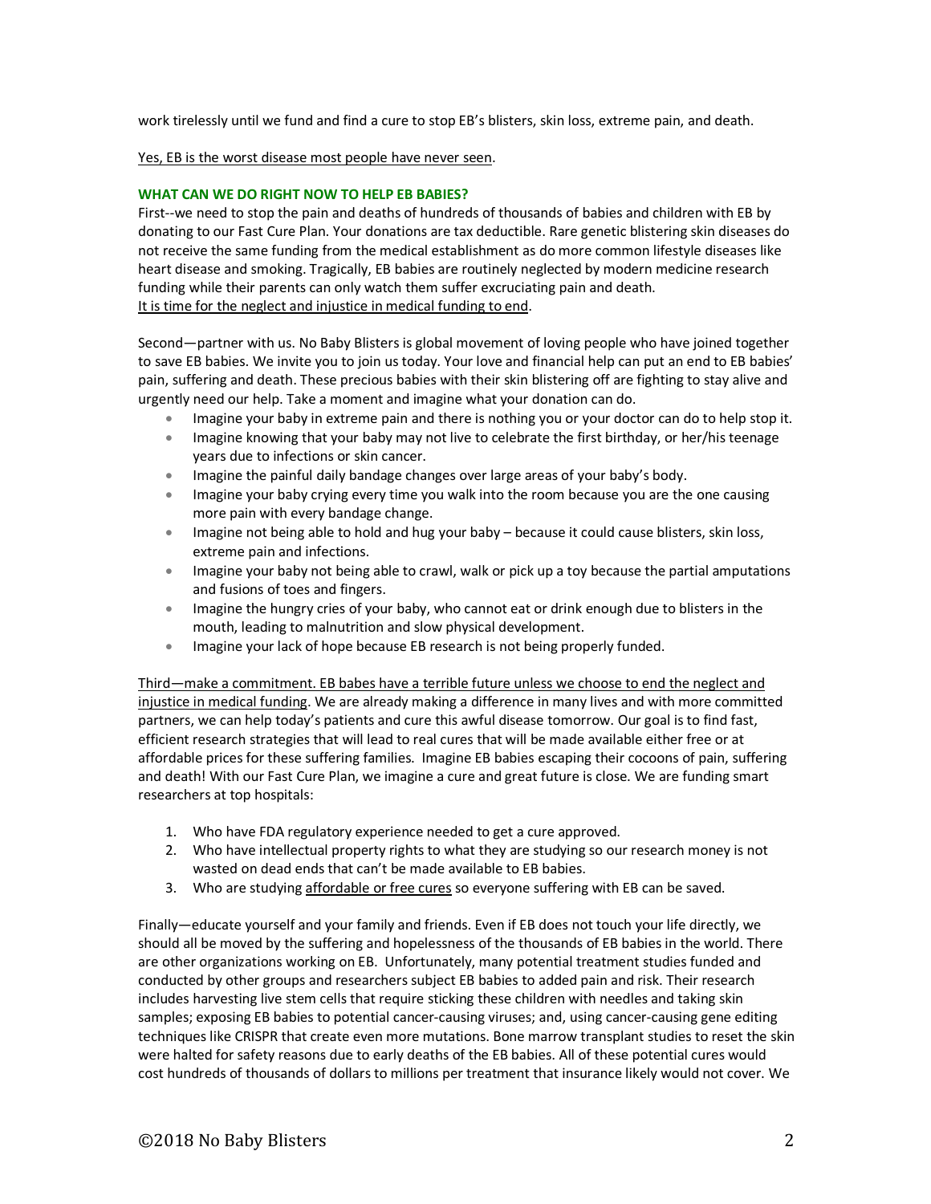work tirelessly until we fund and find a cure to stop EB's blisters, skin loss, extreme pain, and death.

<u>Yes, EB is the worst disease most people have never seen</u>.

**WHAT CAN WE DO RIGHT NOW TO HELP EB BABIES?**

First--we need to stop the pain and deaths of hundreds of thousands of babies and children with EB by donating to our Fast Cure Plan. Your donations are tax deductible. Rare genetic blistering skin diseases do not receive the same funding from the medical establishment as do more common lifestyle diseases like heart disease and smoking. Tragically, EB babies are routinely neglected by modern medicine research funding while their parents can only watch them suffer excruciating pain and death.
<u>It is time for the neglect and injustice in medical funding to end</u>.

Second—partner with us. No Baby Blisters is global movement of loving people who have joined together to save EB babies. We invite you to join us today. Your love and financial help can put an end to EB babies' pain, suffering and death. These precious babies with their skin blistering off are fighting to stay alive and urgently need our help. Take a moment and imagine what your donation can do.

- Imagine your baby in extreme pain and there is nothing you or your doctor can do to help stop it.
- Imagine knowing that your baby may not live to celebrate the first birthday, or her/his teenage years due to infections or skin cancer.
- Imagine the painful daily bandage changes over large areas of your baby's body.
- Imagine your baby crying every time you walk into the room because you are the one causing more pain with every bandage change.
- Imagine not being able to hold and hug your baby – because it could cause blisters, skin loss, extreme pain and infections.
- Imagine your baby not being able to crawl, walk or pick up a toy because the partial amputations and fusions of toes and fingers.
- Imagine the hungry cries of your baby, who cannot eat or drink enough due to blisters in the mouth, leading to malnutrition and slow physical development.
- Imagine your lack of hope because EB research is not being properly funded.

<u>Third—make a commitment. EB babes have a terrible future unless we choose to end the neglect and injustice in medical funding</u>. We are already making a difference in many lives and with more committed partners, we can help today's patients and cure this awful disease tomorrow. Our goal is to find fast, efficient research strategies that will lead to real cures that will be made available either free or at affordable prices for these suffering families. Imagine EB babies escaping their cocoons of pain, suffering and death! With our Fast Cure Plan, we imagine a cure and great future is close. We are funding smart researchers at top hospitals:

1. Who have FDA regulatory experience needed to get a cure approved.
2. Who have intellectual property rights to what they are studying so our research money is not wasted on dead ends that can't be made available to EB babies.
3. Who are studying <u>affordable or free cures</u> so everyone suffering with EB can be saved.

Finally—educate yourself and your family and friends. Even if EB does not touch your life directly, we should all be moved by the suffering and hopelessness of the thousands of EB babies in the world. There are other organizations working on EB. Unfortunately, many potential treatment studies funded and conducted by other groups and researchers subject EB babies to added pain and risk. Their research includes harvesting live stem cells that require sticking these children with needles and taking skin samples; exposing EB babies to potential cancer-causing viruses; and, using cancer-causing gene editing techniques like CRISPR that create even more mutations. Bone marrow transplant studies to reset the skin were halted for safety reasons due to early deaths of the EB babies. All of these potential cures would cost hundreds of thousands of dollars to millions per treatment that insurance likely would not cover. We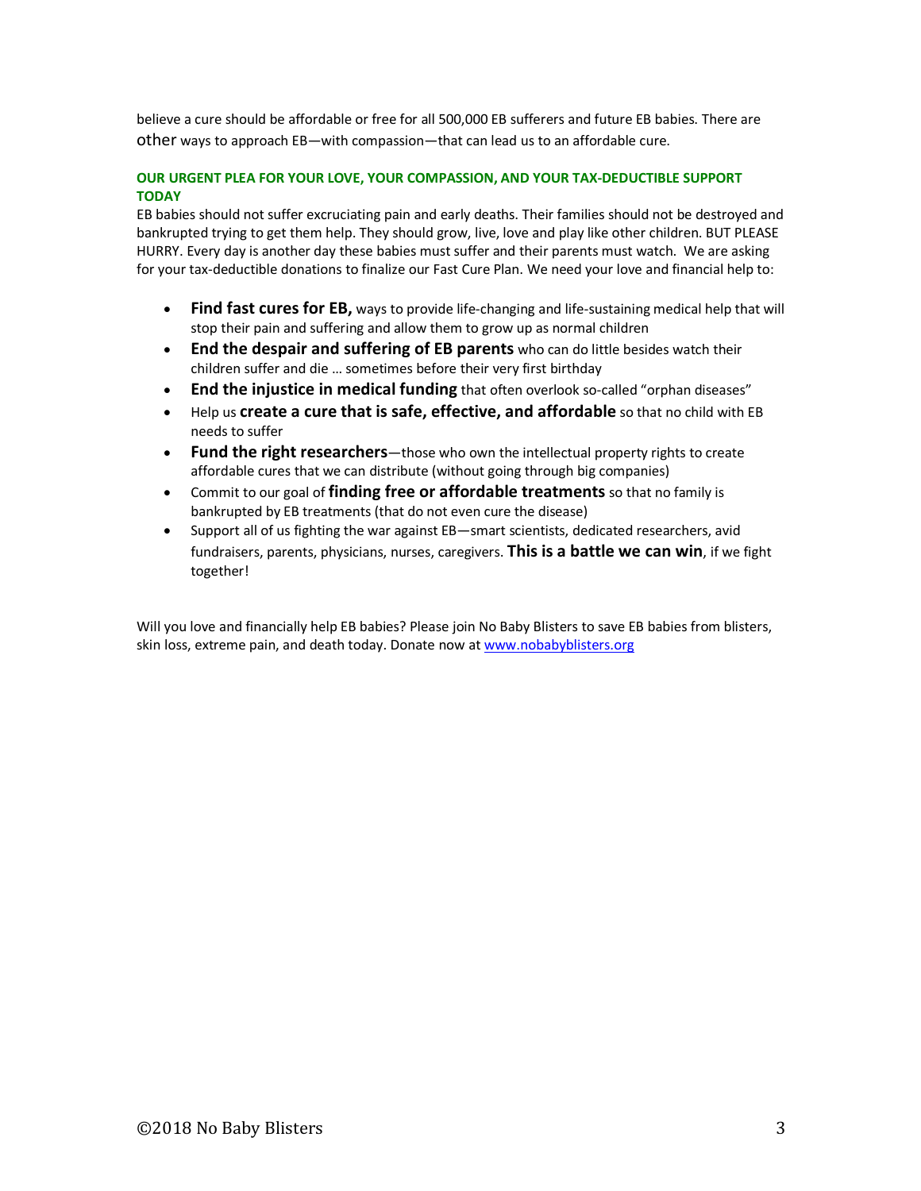believe a cure should be affordable or free for all 500,000 EB sufferers and future EB babies. There are other ways to approach EB—with compassion—that can lead us to an affordable cure.

**OUR URGENT PLEA FOR YOUR LOVE, YOUR COMPASSION, AND YOUR TAX-DEDUCTIBLE SUPPORT TODAY**

EB babies should not suffer excruciating pain and early deaths. Their families should not be destroyed and bankrupted trying to get them help. They should grow, live, love and play like other children. BUT PLEASE HURRY. Every day is another day these babies must suffer and their parents must watch. We are asking for your tax-deductible donations to finalize our Fast Cure Plan. We need your love and financial help to:

- **Find fast cures for EB,** ways to provide life-changing and life-sustaining medical help that will stop their pain and suffering and allow them to grow up as normal children
- **End the despair and suffering of EB parents** who can do little besides watch their children suffer and die … sometimes before their very first birthday
- **End the injustice in medical funding** that often overlook so-called "orphan diseases"
- Help us **create a cure that is safe, effective, and affordable** so that no child with EB needs to suffer
- **Fund the right researchers**—those who own the intellectual property rights to create affordable cures that we can distribute (without going through big companies)
- Commit to our goal of **finding free or affordable treatments** so that no family is bankrupted by EB treatments (that do not even cure the disease)
- Support all of us fighting the war against EB—smart scientists, dedicated researchers, avid fundraisers, parents, physicians, nurses, caregivers. **This is a battle we can win**, if we fight together!

Will you love and financially help EB babies? Please join No Baby Blisters to save EB babies from blisters, skin loss, extreme pain, and death today. Donate now at www.nobabyblisters.org

©2018 No Baby Blisters